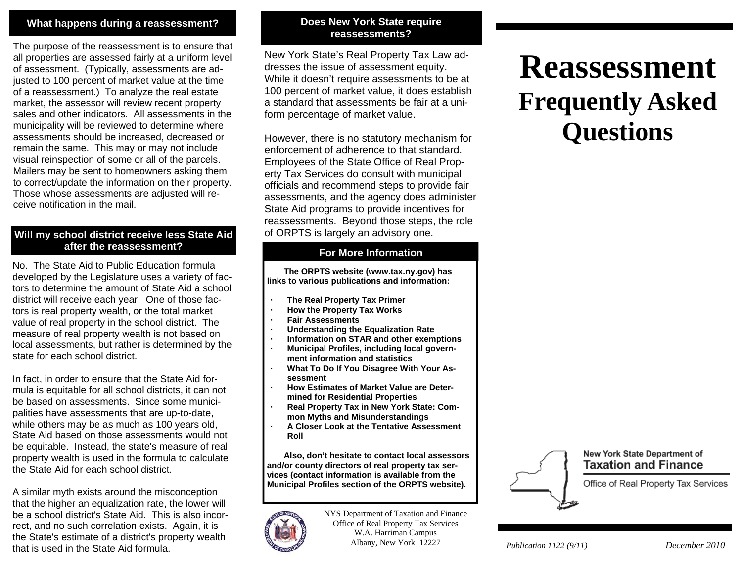# Reassessment Frequently Asked Questions

New York State Department of Taxation and Finance

Office of Real Property Tax Services

*Publication 1122 (9/11)* *December 2010*

## What happens during a reassessment?

The purpose of the reassessment is to ensure that all properties are assessed fairly at a uniform level of assessment. (Typically, assessments are adjusted to 100 percent of market value at the time of a reassessment.) To analyze the real estate market, the assessor will review recent property sales and other indicators. All assessments in the municipality will be reviewed to determine where assessments should be increased, decreased or remain the same. This may or may not include visual reinspection of some or all of the parcels. Mailers may be sent to homeowners asking them to correct/update the information on their property. Those whose assessments are adjusted will receive notification in the mail.

## Will my school district receive less State Aid after the reassessment?

No. The State Aid to Public Education formula developed by the Legislature uses a variety of factors to determine the amount of State Aid a school district will receive each year. One of those factors is real property wealth, or the total market value of real property in the school district. The measure of real property wealth is not based on local assessments, but rather is determined by the state for each school district.

In fact, in order to ensure that the State Aid formula is equitable for all school districts, it can not be based on assessments. Since some municipalities have assessments that are up-to-date, while others may be as much as 100 years old, State Aid based on those assessments would not be equitable. Instead, the state's measure of real property wealth is used in the formula to calculate the State Aid for each school district.

A similar myth exists around the misconception that the higher an equalization rate, the lower will be a school district's State Aid. This is also incorrect, and no such correlation exists. Again, it is the State's estimate of a district's property wealth that is used in the State Aid formula.

## Does New York State require reassessments?

New York State's Real Property Tax Law addresses the issue of assessment equity. While it doesn't require assessments to be at 100 percent of market value, it does establish a standard that assessments be fair at a uniform percentage of market value.

However, there is no statutory mechanism for enforcement of adherence to that standard. Employees of the State Office of Real Property Tax Services do consult with municipal officials and recommend steps to provide fair assessments, and the agency does administer State Aid programs to provide incentives for reassessments. Beyond those steps, the role of ORPTS is largely an advisory one.

## For More Information

**The ORPTS website (www.tax.ny.gov) has links to various publications and information:**

- **The Real Property Tax Primer**
- **How the Property Tax Works**
- **Fair Assessments**
- **Understanding the Equalization Rate**
- **Information on STAR and other exemptions**
- **Municipal Profiles, including local government information and statistics**
- **What To Do If You Disagree With Your Assessment**
- **How Estimates of Market Value are Determined for Residential Properties**
- **Real Property Tax in New York State: Common Myths and Misunderstandings**
- **A Closer Look at the Tentative Assessment Roll**

**Also, don't hesitate to contact local assessors and/or county directors of real property tax services (contact information is available from the Municipal Profiles section of the ORPTS website).**

NYS Department of Taxation and Finance
Office of Real Property Tax Services
W.A. Harriman Campus
Albany, New York 12227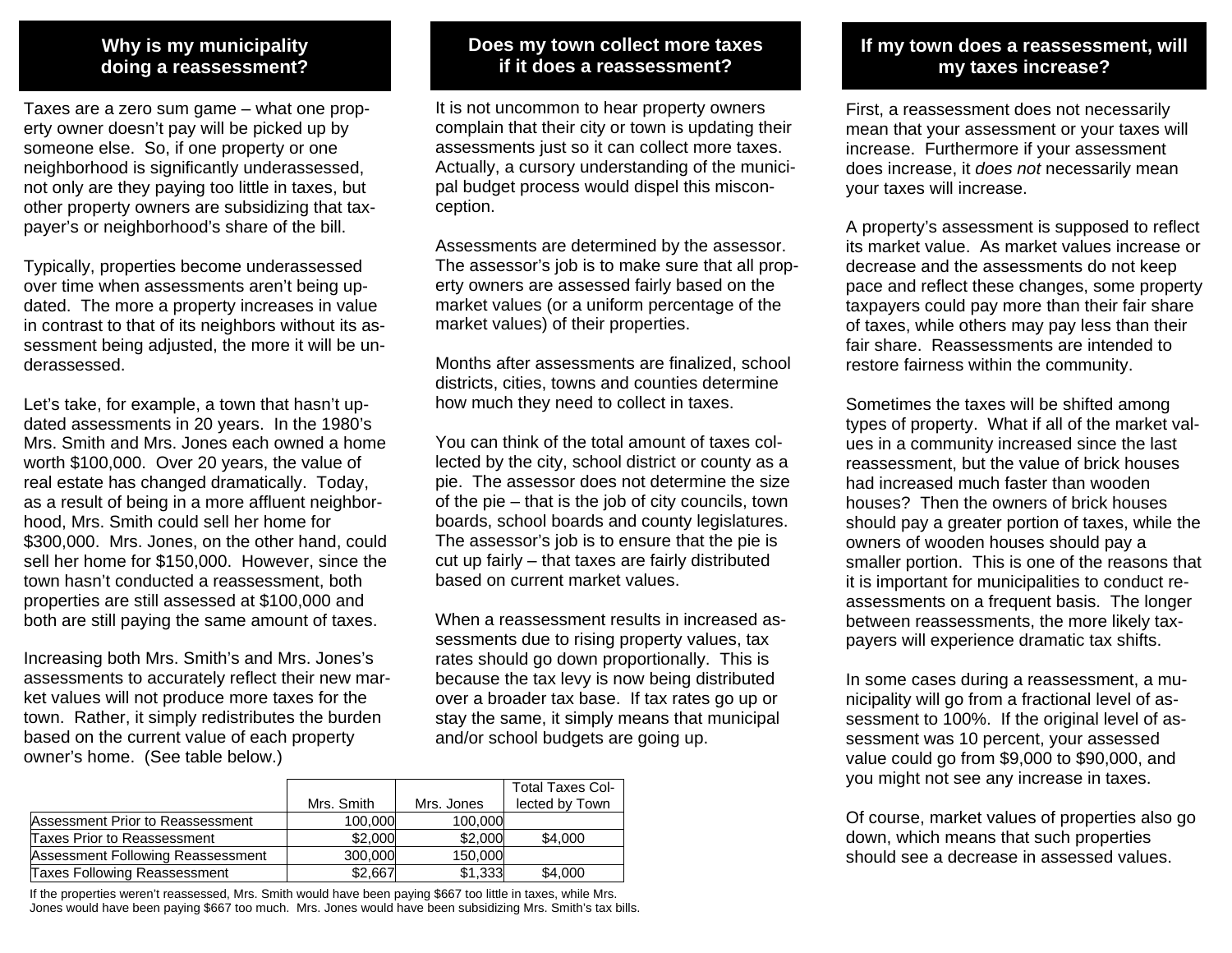## Why is my municipality doing a reassessment?

Taxes are a zero sum game – what one property owner doesn't pay will be picked up by someone else. So, if one property or one neighborhood is significantly underassessed, not only are they paying too little in taxes, but other property owners are subsidizing that taxpayer's or neighborhood's share of the bill.

Typically, properties become underassessed over time when assessments aren't being updated. The more a property increases in value in contrast to that of its neighbors without its assessment being adjusted, the more it will be underassessed.

Let's take, for example, a town that hasn't updated assessments in 20 years. In the 1980's Mrs. Smith and Mrs. Jones each owned a home worth $100,000. Over 20 years, the value of real estate has changed dramatically. Today, as a result of being in a more affluent neighborhood, Mrs. Smith could sell her home for $300,000. Mrs. Jones, on the other hand, could sell her home for $150,000. However, since the town hasn't conducted a reassessment, both properties are still assessed at $100,000 and both are still paying the same amount of taxes.

Increasing both Mrs. Smith's and Mrs. Jones's assessments to accurately reflect their new market values will not produce more taxes for the town. Rather, it simply redistributes the burden based on the current value of each property owner's home. (See table below.)

## Does my town collect more taxes if it does a reassessment?

It is not uncommon to hear property owners complain that their city or town is updating their assessments just so it can collect more taxes. Actually, a cursory understanding of the municipal budget process would dispel this misconception.

Assessments are determined by the assessor. The assessor's job is to make sure that all property owners are assessed fairly based on the market values (or a uniform percentage of the market values) of their properties.

Months after assessments are finalized, school districts, cities, towns and counties determine how much they need to collect in taxes.

You can think of the total amount of taxes collected by the city, school district or county as a pie. The assessor does not determine the size of the pie – that is the job of city councils, town boards, school boards and county legislatures. The assessor's job is to ensure that the pie is cut up fairly – that taxes are fairly distributed based on current market values.

When a reassessment results in increased assessments due to rising property values, tax rates should go down proportionally. This is because the tax levy is now being distributed over a broader tax base. If tax rates go up or stay the same, it simply means that municipal and/or school budgets are going up.

| | Mrs. Smith | Mrs. Jones | Total Taxes Collected by Town |
|---|---|---|---|
| Assessment Prior to Reassessment | 100,000 | 100,000 | |
| Taxes Prior to Reassessment | $2,000 | $2,000 | $4,000 |
| Assessment Following Reassessment | 300,000 | 150,000 | |
| Taxes Following Reassessment | $2,667 | $1,333 | $4,000 |

If the properties weren't reassessed, Mrs. Smith would have been paying $667 too little in taxes, while Mrs. Jones would have been paying $667 too much. Mrs. Jones would have been subsidizing Mrs. Smith's tax bills.

## If my town does a reassessment, will my taxes increase?

First, a reassessment does not necessarily mean that your assessment or your taxes will increase. Furthermore if your assessment does increase, it *does not* necessarily mean your taxes will increase.

A property's assessment is supposed to reflect its market value. As market values increase or decrease and the assessments do not keep pace and reflect these changes, some property taxpayers could pay more than their fair share of taxes, while others may pay less than their fair share. Reassessments are intended to restore fairness within the community.

Sometimes the taxes will be shifted among types of property. What if all of the market values in a community increased since the last reassessment, but the value of brick houses had increased much faster than wooden houses? Then the owners of brick houses should pay a greater portion of taxes, while the owners of wooden houses should pay a smaller portion. This is one of the reasons that it is important for municipalities to conduct reassessments on a frequent basis. The longer between reassessments, the more likely taxpayers will experience dramatic tax shifts.

In some cases during a reassessment, a municipality will go from a fractional level of assessment to 100%. If the original level of assessment was 10 percent, your assessed value could go from $9,000 to $90,000, and you might not see any increase in taxes.

Of course, market values of properties also go down, which means that such properties should see a decrease in assessed values.